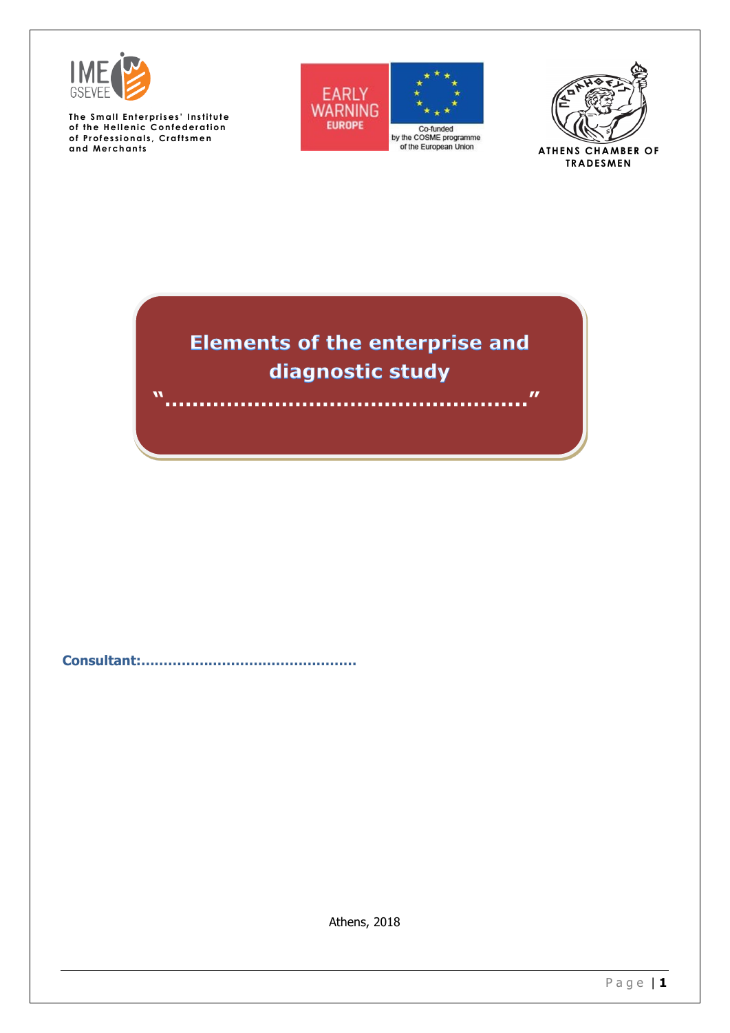The Small Enterprises' Institute of the Hellenic Confederation of Professionals, Craftsmen and Merchants

EARLY WARNING EUROPE

Co-funded by the COSME programme of the European Union

ATHENS CHAMBER OF TRADESMEN

# Elements of the enterprise and diagnostic study

"................................................"

**Consultant:..............................................**

Athens, 2018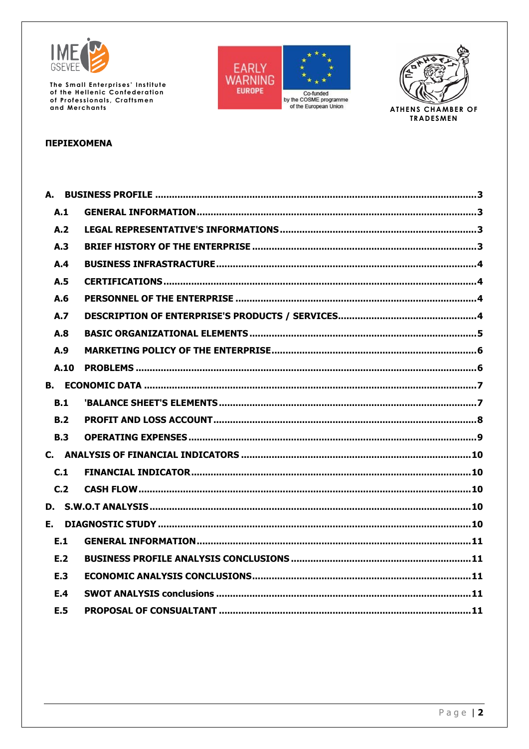The Small Enterprises' Institute of the Hellenic Confederation of Professionals, Craftsmen and Merchants

EARLY WARNING EUROPE

Co-funded by the COSME programme of the European Union

ATHENS CHAMBER OF TRADESMEN

## ΠΕΡΙΕΧΟΜΕΝΑ

**A. BUSINESS PROFILE** ....................................................3

- **A.1 GENERAL INFORMATION** ....................................................3
- **A.2 LEGAL REPRESENTATIVE'S INFORMATIONS** ....................................................3
- **A.3 BRIEF HISTORY OF THE ENTERPRISE** ....................................................3
- **A.4 BUSINESS INFRASTRACTURE** ....................................................4
- **A.5 CERTIFICATIONS** ....................................................4
- **A.6 PERSONNEL OF THE ENTERPRISE** ....................................................4
- **A.7 DESCRIPTION OF ENTERPRISE'S PRODUCTS / SERVICES** ....................................................4
- **A.8 BASIC ORGANIZATIONAL ELEMENTS** ....................................................5
- **A.9 MARKETING POLICY OF THE ENTERPRISE** ....................................................6
- **A.10 PROBLEMS** ....................................................6

**B. ECONOMIC DATA** ....................................................7

- **B.1 'BALANCE SHEET'S ELEMENTS** ....................................................7
- **B.2 PROFIT AND LOSS ACCOUNT** ....................................................8
- **B.3 OPERATING EXPENSES** ....................................................9

**C. ANALYSIS OF FINANCIAL INDICATORS** ....................................................10

- **C.1 FINANCIAL INDICATOR** ....................................................10
- **C.2 CASH FLOW** ....................................................10

**D. S.W.O.T ANALYSIS** ....................................................10

**E. DIAGNOSTIC STUDY** ....................................................10

- **E.1 GENERAL INFORMATION** ....................................................11
- **E.2 BUSINESS PROFILE ANALYSIS CONCLUSIONS** ....................................................11
- **E.3 ECONOMIC ANALYSIS CONCLUSIONS** ....................................................11
- **E.4 SWOT ANALYSIS conclusions** ....................................................11
- **E.5 PROPOSAL OF CONSUALTANT** ....................................................11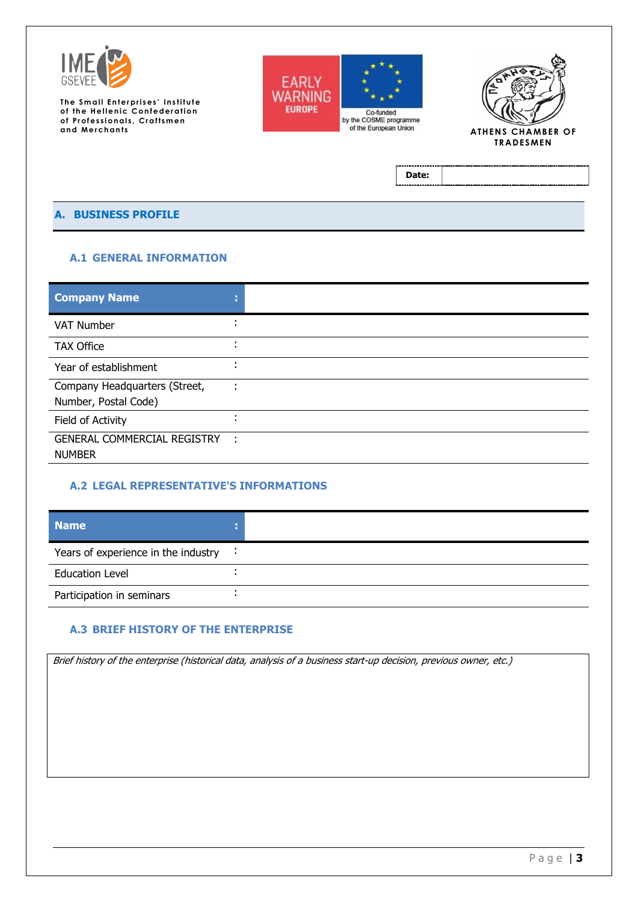The Small Enterprises' Institute of the Hellenic Confederation of Professionals, Craftsmen and Merchants

EARLY WARNING EUROPE

Co-funded by the COSME programme of the European Union

ATHENS CHAMBER OF TRADESMEN

| Date: | |
|---|---|

## A. BUSINESS PROFILE

### A.1 GENERAL INFORMATION

| Company Name | : | |
|---|---|---|
| VAT Number | : | |
| TAX Office | : | |
| Year of establishment | : | |
| Company Headquarters (Street, Number, Postal Code) | : | |
| Field of Activity | : | |
| GENERAL COMMERCIAL REGISTRY NUMBER | : | |

### A.2 LEGAL REPRESENTATIVE'S INFORMATIONS

| Name | : | |
|---|---|---|
| Years of experience in the industry | : | |
| Education Level | : | |
| Participation in seminars | : | |

### A.3 BRIEF HISTORY OF THE ENTERPRISE

*Brief history of the enterprise (historical data, analysis of a business start-up decision, previous owner, etc.)*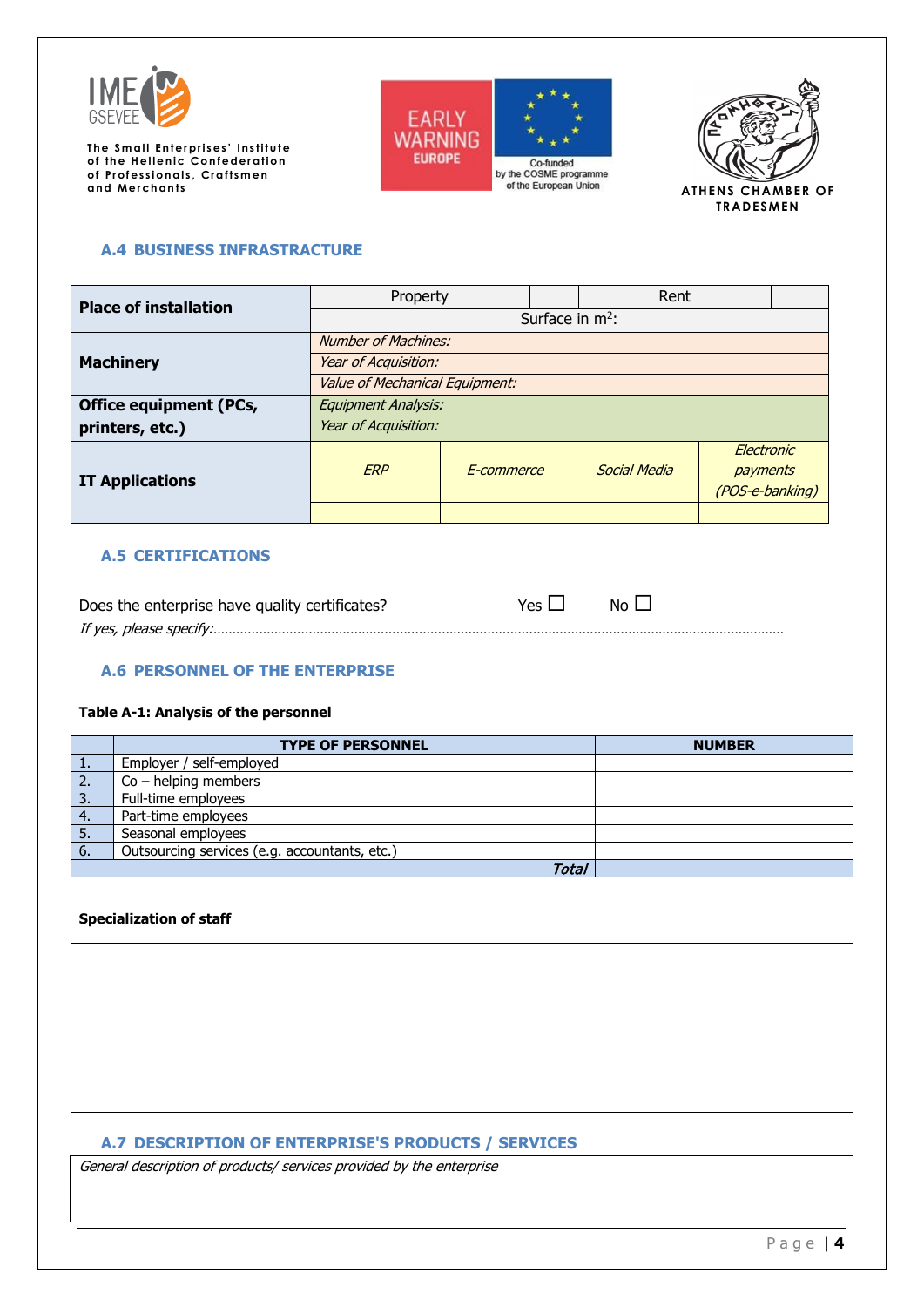The Small Enterprises' Institute of the Hellenic Confederation of Professionals, Craftsmen and Merchants

EARLY WARNING EUROPE

Co-funded by the COSME programme of the European Union

ATHENS CHAMBER OF TRADESMEN

### A.4 BUSINESS INFRASTRUCTURE

| | | | | |
|---|---|---|---|---|
| **Place of installation** | Property | | Rent | |
| | Surface in m$^2$: | | | |
| **Machinery** | *Number of Machines:* | | | |
| | *Year of Acquisition:* | | | |
| | *Value of Mechanical Equipment:* | | | |
| **Office equipment (PCs, printers, etc.)** | *Equipment Analysis:* | | | |
| | *Year of Acquisition:* | | | |
| **IT Applications** | *ERP* | *E-commerce* | *Social Media* | *Electronic payments (POS-e-banking)* |
| | | | | |

### A.5 CERTIFICATIONS

Does the enterprise have quality certificates? Yes ☐ No ☐

*If yes, please specify:*……………………………………………………………………………………………………………………………………

### A.6 PERSONNEL OF THE ENTERPRISE

**Table A-1: Analysis of the personnel**

| | TYPE OF PERSONNEL | NUMBER |
|---|---|---|
| 1. | Employer / self-employed | |
| 2. | Co – helping members | |
| 3. | Full-time employees | |
| 4. | Part-time employees | |
| 5. | Seasonal employees | |
| 6. | Outsourcing services (e.g. accountants, etc.) | |
| | ***Total*** | |

**Specialization of staff**

### A.7 DESCRIPTION OF ENTERPRISE'S PRODUCTS / SERVICES

*General description of products/ services provided by the enterprise*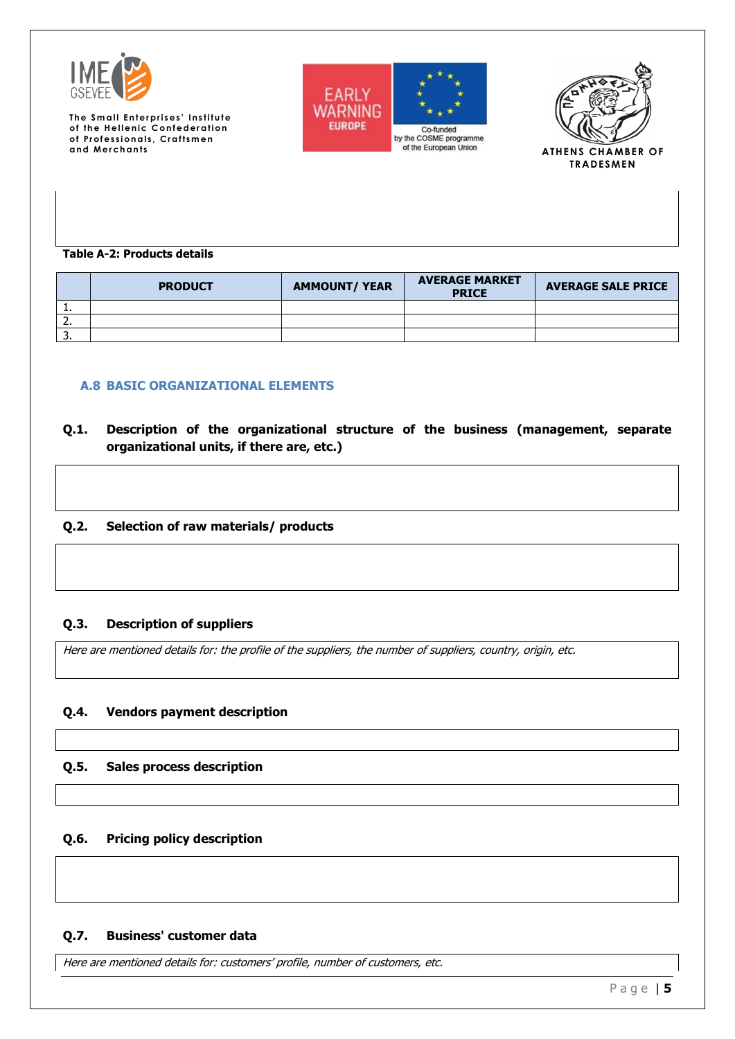**Table A-2: Products details**

| | PRODUCT | AMMOUNT/ YEAR | AVERAGE MARKET PRICE | AVERAGE SALE PRICE |
|---|---|---|---|---|
| 1. | | | | |
| 2. | | | | |
| 3. | | | | |

### A.8 BASIC ORGANIZATIONAL ELEMENTS

**Q.1. Description of the organizational structure of the business (management, separate organizational units, if there are, etc.)**

**Q.2. Selection of raw materials/ products**

**Q.3. Description of suppliers**

*Here are mentioned details for: the profile of the suppliers, the number of suppliers, country, origin, etc.*

**Q.4. Vendors payment description**

**Q.5. Sales process description**

**Q.6. Pricing policy description**

**Q.7. Business' customer data**

*Here are mentioned details for: customers' profile, number of customers, etc.*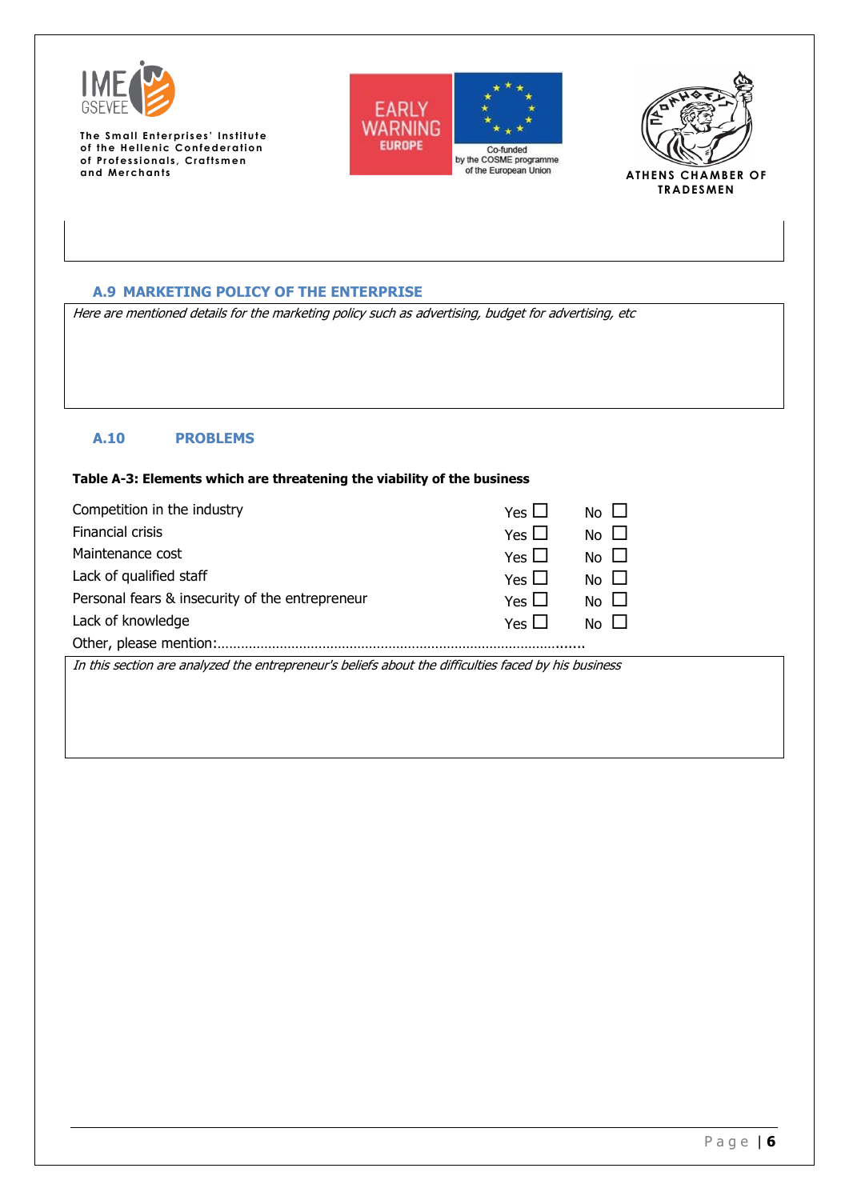## A.9 MARKETING POLICY OF THE ENTERPRISE

*Here are mentioned details for the marketing policy such as advertising, budget for advertising, etc*

## A.10 PROBLEMS

**Table A-3: Elements which are threatening the viability of the business**

| | | |
|---|---|---|
| Competition in the industry | Yes ☐ | No ☐ |
| Financial crisis | Yes ☐ | No ☐ |
| Maintenance cost | Yes ☐ | No ☐ |
| Lack of qualified staff | Yes ☐ | No ☐ |
| Personal fears & insecurity of the entrepreneur | Yes ☐ | No ☐ |
| Lack of knowledge | Yes ☐ | No ☐ |

Other, please mention:……………………………………………………………………………......

*In this section are analyzed the entrepreneur's beliefs about the difficulties faced by his business*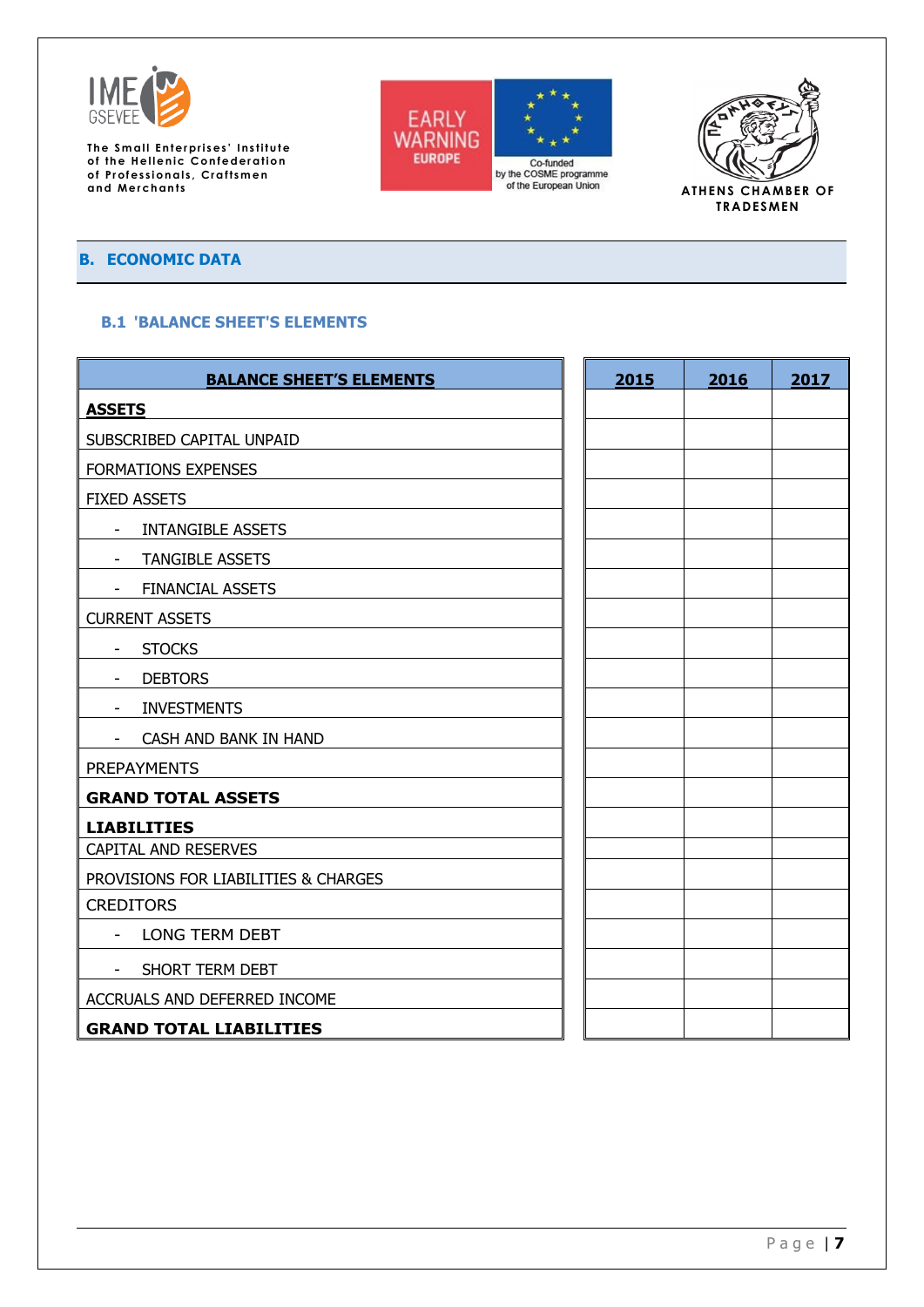## B. ECONOMIC DATA

### B.1 'BALANCE SHEET'S ELEMENTS

| BALANCE SHEET'S ELEMENTS | 2015 | 2016 | 2017 |
|---|---|---|---|
| **ASSETS** | | | |
| SUBSCRIBED CAPITAL UNPAID | | | |
| FORMATIONS EXPENSES | | | |
| FIXED ASSETS | | | |
| - INTANGIBLE ASSETS | | | |
| - TANGIBLE ASSETS | | | |
| - FINANCIAL ASSETS | | | |
| CURRENT ASSETS | | | |
| - STOCKS | | | |
| - DEBTORS | | | |
| - INVESTMENTS | | | |
| - CASH AND BANK IN HAND | | | |
| PREPAYMENTS | | | |
| **GRAND TOTAL ASSETS** | | | |
| **LIABILITIES** | | | |
| CAPITAL AND RESERVES | | | |
| PROVISIONS FOR LIABILITIES & CHARGES | | | |
| CREDITORS | | | |
| - LONG TERM DEBT | | | |
| - SHORT TERM DEBT | | | |
| ACCRUALS AND DEFERRED INCOME | | | |
| **GRAND TOTAL LIABILITIES** | | | |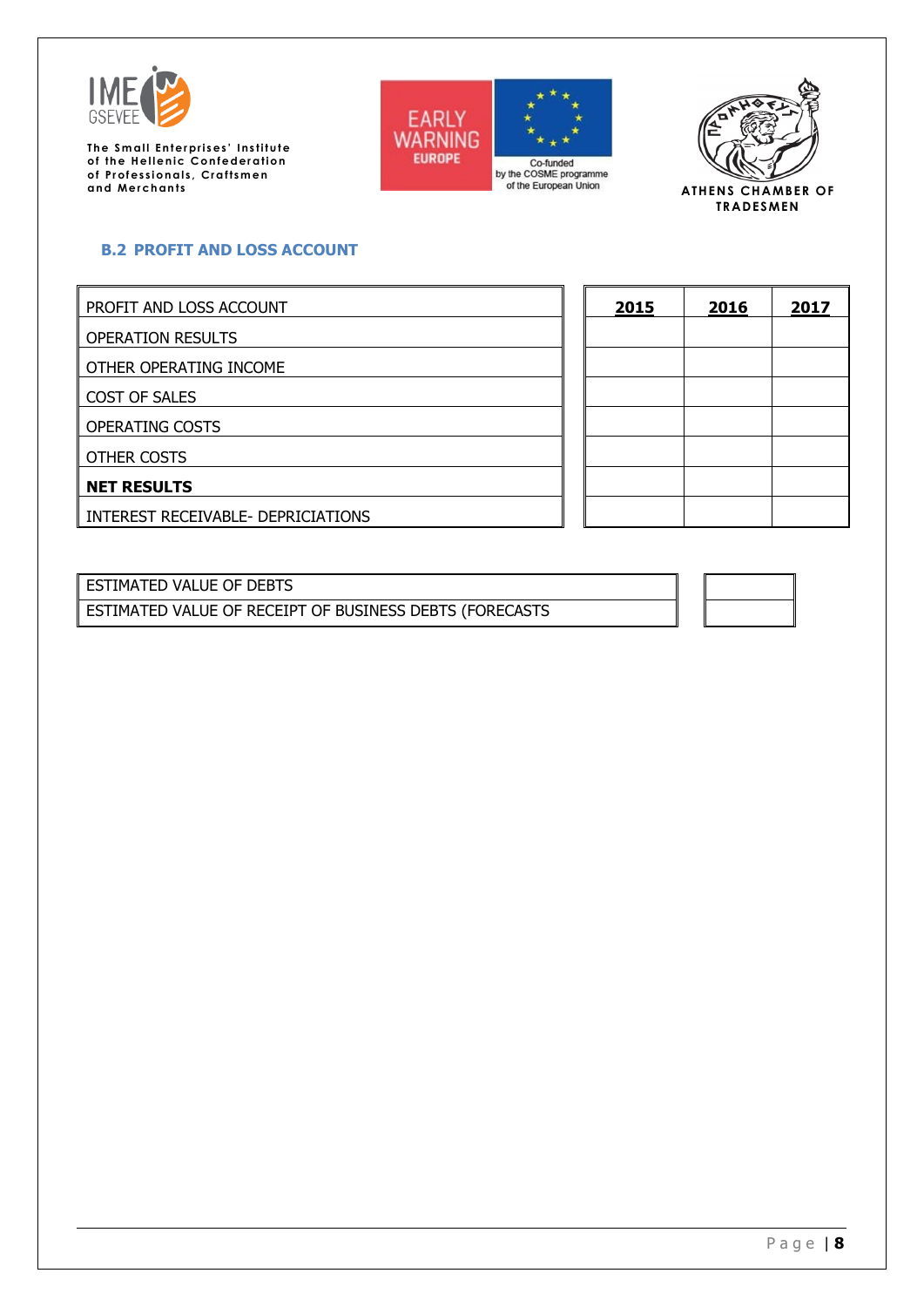## B.2 PROFIT AND LOSS ACCOUNT

| PROFIT AND LOSS ACCOUNT | 2015 | 2016 | 2017 |
|---|---|---|---|
| OPERATION RESULTS | | | |
| OTHER OPERATING INCOME | | | |
| COST OF SALES | | | |
| OPERATING COSTS | | | |
| OTHER COSTS | | | |
| **NET RESULTS** | | | |
| INTEREST RECEIVABLE- DEPRICIATIONS | | | |

| | |
|---|---|
| ESTIMATED VALUE OF DEBTS | |
| ESTIMATED VALUE OF RECEIPT OF BUSINESS DEBTS (FORECASTS | |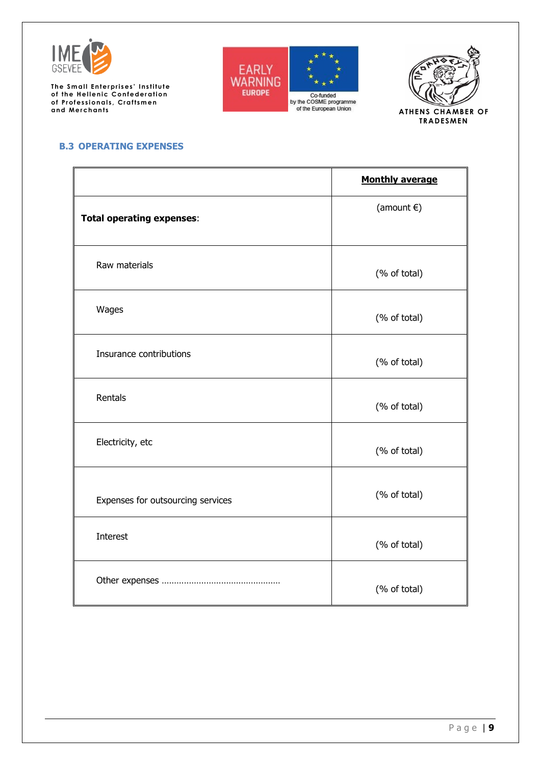### B.3 OPERATING EXPENSES

| | **Monthly average** |
|---|---|
| **Total operating expenses**: | (amount €) |
| Raw materials | (% of total) |
| Wages | (% of total) |
| Insurance contributions | (% of total) |
| Rentals | (% of total) |
| Electricity, etc | (% of total) |
| Expenses for outsourcing services | (% of total) |
| Interest | (% of total) |
| Other expenses ……………………………………….. | (% of total) |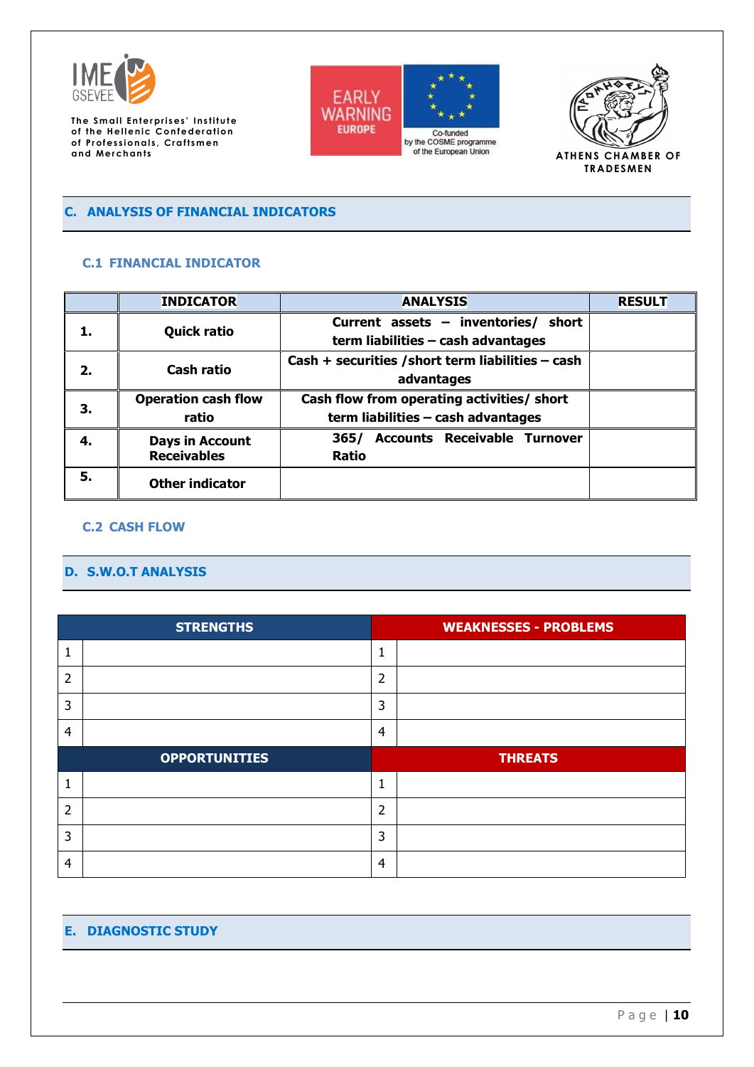## C. ANALYSIS OF FINANCIAL INDICATORS

### C.1 FINANCIAL INDICATOR

| | INDICATOR | ANALYSIS | RESULT |
|---|---|---|---|
| **1.** | **Quick ratio** | **Current assets – inventories/ short term liabilities – cash advantages** | |
| **2.** | **Cash ratio** | **Cash + securities /short term liabilities – cash advantages** | |
| **3.** | **Operation cash flow ratio** | **Cash flow from operating activities/ short term liabilities – cash advantages** | |
| **4.** | **Days in Account Receivables** | **365/ Accounts Receivable Turnover Ratio** | |
| **5.** | **Other indicator** | | |

### C.2 CASH FLOW

## D. S.W.O.T ANALYSIS

| STRENGTHS | | WEAKNESSES - PROBLEMS | |
|---|---|---|---|
| 1 | | 1 | |
| 2 | | 2 | |
| 3 | | 3 | |
| 4 | | 4 | |
| **OPPORTUNITIES** | | **THREATS** | |
| 1 | | 1 | |
| 2 | | 2 | |
| 3 | | 3 | |
| 4 | | 4 | |

## E. DIAGNOSTIC STUDY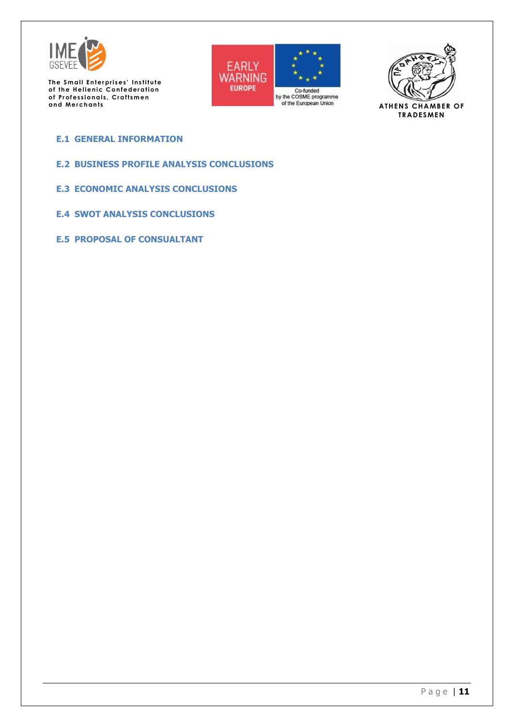## E.1 GENERAL INFORMATION

## E.2 BUSINESS PROFILE ANALYSIS CONCLUSIONS

## E.3 ECONOMIC ANALYSIS CONCLUSIONS

## E.4 SWOT ANALYSIS CONCLUSIONS

## E.5 PROPOSAL OF CONSUALTANT